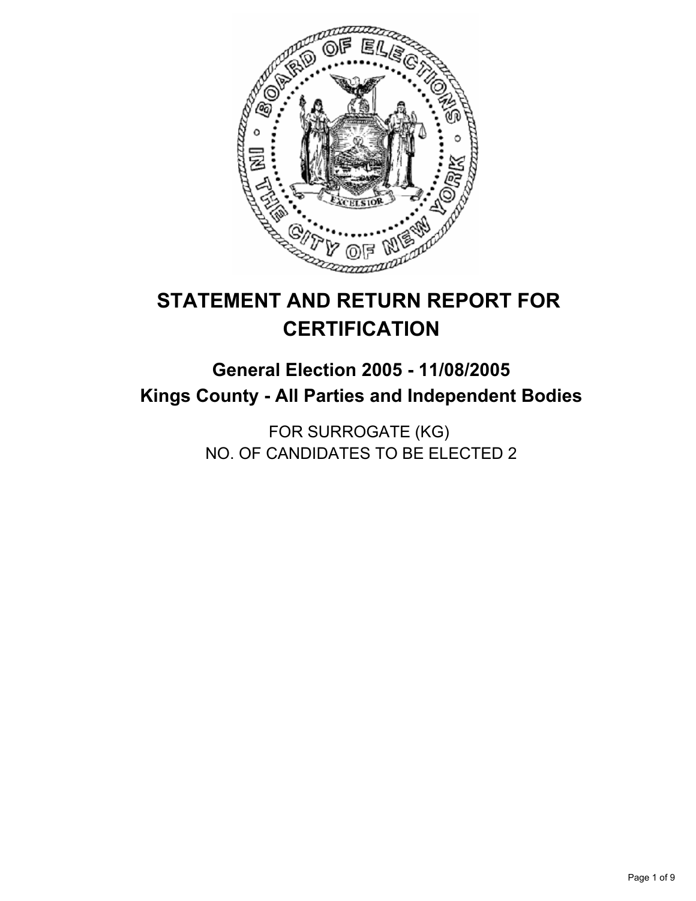# STATEMENT AND RETURN REPORT FOR CERTIFICATION

## General Election 2005 - 11/08/2005
## Kings County - All Parties and Independent Bodies

FOR SURROGATE (KG)
NO. OF CANDIDATES TO BE ELECTED 2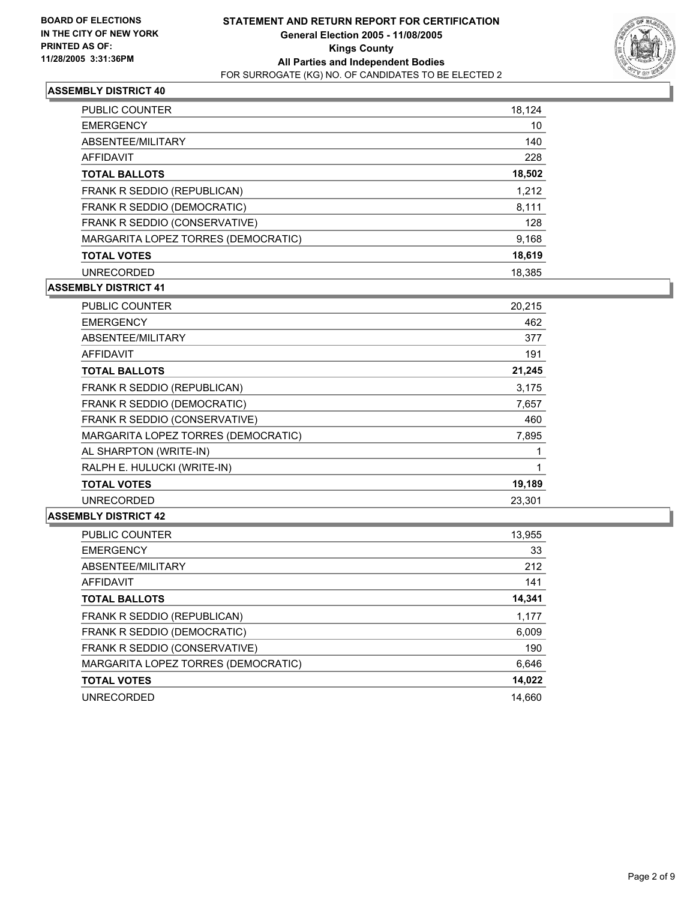**BOARD OF ELECTIONS IN THE CITY OF NEW YORK PRINTED AS OF: 11/28/2005 3:31:36PM**

# STATEMENT AND RETURN REPORT FOR CERTIFICATION
## General Election 2005 - 11/08/2005
## Kings County
## All Parties and Independent Bodies
FOR SURROGATE (KG) NO. OF CANDIDATES TO BE ELECTED 2

### ASSEMBLY DISTRICT 40

| | |
|---|---|
| PUBLIC COUNTER | 18,124 |
| EMERGENCY | 10 |
| ABSENTEE/MILITARY | 140 |
| AFFIDAVIT | 228 |
| **TOTAL BALLOTS** | **18,502** |
| FRANK R SEDDIO (REPUBLICAN) | 1,212 |
| FRANK R SEDDIO (DEMOCRATIC) | 8,111 |
| FRANK R SEDDIO (CONSERVATIVE) | 128 |
| MARGARITA LOPEZ TORRES (DEMOCRATIC) | 9,168 |
| **TOTAL VOTES** | **18,619** |
| UNRECORDED | 18,385 |

### ASSEMBLY DISTRICT 41

| | |
|---|---|
| PUBLIC COUNTER | 20,215 |
| EMERGENCY | 462 |
| ABSENTEE/MILITARY | 377 |
| AFFIDAVIT | 191 |
| **TOTAL BALLOTS** | **21,245** |
| FRANK R SEDDIO (REPUBLICAN) | 3,175 |
| FRANK R SEDDIO (DEMOCRATIC) | 7,657 |
| FRANK R SEDDIO (CONSERVATIVE) | 460 |
| MARGARITA LOPEZ TORRES (DEMOCRATIC) | 7,895 |
| AL SHARPTON (WRITE-IN) | 1 |
| RALPH E. HULUCKI (WRITE-IN) | 1 |
| **TOTAL VOTES** | **19,189** |
| UNRECORDED | 23,301 |

### ASSEMBLY DISTRICT 42

| | |
|---|---|
| PUBLIC COUNTER | 13,955 |
| EMERGENCY | 33 |
| ABSENTEE/MILITARY | 212 |
| AFFIDAVIT | 141 |
| **TOTAL BALLOTS** | **14,341** |
| FRANK R SEDDIO (REPUBLICAN) | 1,177 |
| FRANK R SEDDIO (DEMOCRATIC) | 6,009 |
| FRANK R SEDDIO (CONSERVATIVE) | 190 |
| MARGARITA LOPEZ TORRES (DEMOCRATIC) | 6,646 |
| **TOTAL VOTES** | **14,022** |
| UNRECORDED | 14,660 |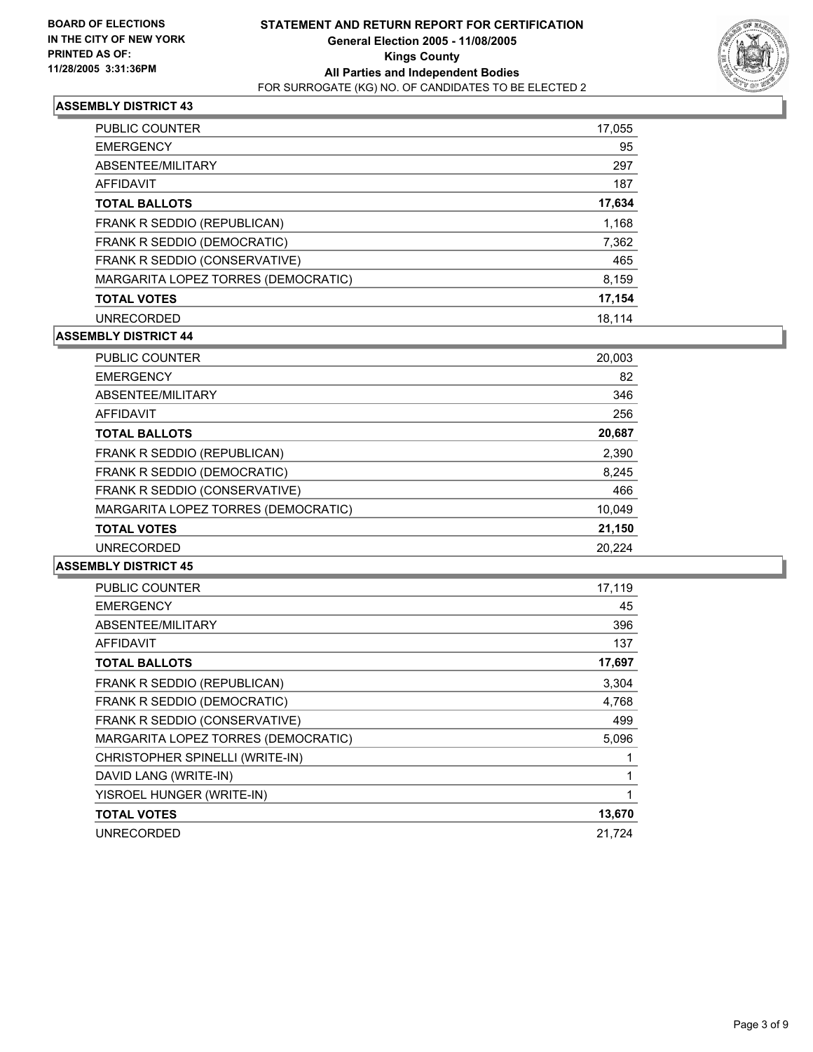**BOARD OF ELECTIONS IN THE CITY OF NEW YORK PRINTED AS OF: 11/28/2005 3:31:36PM**

# STATEMENT AND RETURN REPORT FOR CERTIFICATION
## General Election 2005 - 11/08/2005
## Kings County
## All Parties and Independent Bodies
FOR SURROGATE (KG) NO. OF CANDIDATES TO BE ELECTED 2

### ASSEMBLY DISTRICT 43

| | |
|---|---|
| PUBLIC COUNTER | 17,055 |
| EMERGENCY | 95 |
| ABSENTEE/MILITARY | 297 |
| AFFIDAVIT | 187 |
| **TOTAL BALLOTS** | **17,634** |
| FRANK R SEDDIO (REPUBLICAN) | 1,168 |
| FRANK R SEDDIO (DEMOCRATIC) | 7,362 |
| FRANK R SEDDIO (CONSERVATIVE) | 465 |
| MARGARITA LOPEZ TORRES (DEMOCRATIC) | 8,159 |
| **TOTAL VOTES** | **17,154** |
| UNRECORDED | 18,114 |

### ASSEMBLY DISTRICT 44

| | |
|---|---|
| PUBLIC COUNTER | 20,003 |
| EMERGENCY | 82 |
| ABSENTEE/MILITARY | 346 |
| AFFIDAVIT | 256 |
| **TOTAL BALLOTS** | **20,687** |
| FRANK R SEDDIO (REPUBLICAN) | 2,390 |
| FRANK R SEDDIO (DEMOCRATIC) | 8,245 |
| FRANK R SEDDIO (CONSERVATIVE) | 466 |
| MARGARITA LOPEZ TORRES (DEMOCRATIC) | 10,049 |
| **TOTAL VOTES** | **21,150** |
| UNRECORDED | 20,224 |

### ASSEMBLY DISTRICT 45

| | |
|---|---|
| PUBLIC COUNTER | 17,119 |
| EMERGENCY | 45 |
| ABSENTEE/MILITARY | 396 |
| AFFIDAVIT | 137 |
| **TOTAL BALLOTS** | **17,697** |
| FRANK R SEDDIO (REPUBLICAN) | 3,304 |
| FRANK R SEDDIO (DEMOCRATIC) | 4,768 |
| FRANK R SEDDIO (CONSERVATIVE) | 499 |
| MARGARITA LOPEZ TORRES (DEMOCRATIC) | 5,096 |
| CHRISTOPHER SPINELLI (WRITE-IN) | 1 |
| DAVID LANG (WRITE-IN) | 1 |
| YISROEL HUNGER (WRITE-IN) | 1 |
| **TOTAL VOTES** | **13,670** |
| UNRECORDED | 21,724 |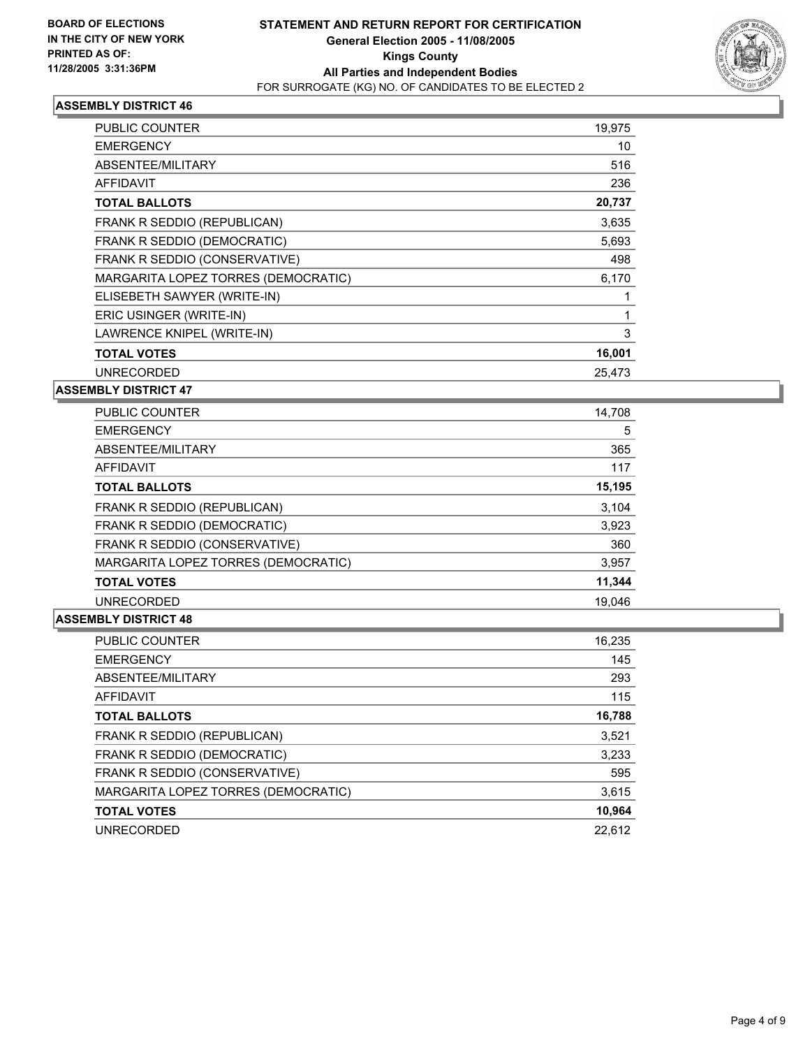**BOARD OF ELECTIONS IN THE CITY OF NEW YORK PRINTED AS OF: 11/28/2005 3:31:36PM**

# STATEMENT AND RETURN REPORT FOR CERTIFICATION

## General Election 2005 - 11/08/2005

## Kings County

## All Parties and Independent Bodies

FOR SURROGATE (KG) NO. OF CANDIDATES TO BE ELECTED 2

### ASSEMBLY DISTRICT 46

| | |
|---|---|
| PUBLIC COUNTER | 19,975 |
| EMERGENCY | 10 |
| ABSENTEE/MILITARY | 516 |
| AFFIDAVIT | 236 |
| **TOTAL BALLOTS** | **20,737** |
| FRANK R SEDDIO (REPUBLICAN) | 3,635 |
| FRANK R SEDDIO (DEMOCRATIC) | 5,693 |
| FRANK R SEDDIO (CONSERVATIVE) | 498 |
| MARGARITA LOPEZ TORRES (DEMOCRATIC) | 6,170 |
| ELISEBETH SAWYER (WRITE-IN) | 1 |
| ERIC USINGER (WRITE-IN) | 1 |
| LAWRENCE KNIPEL (WRITE-IN) | 3 |
| **TOTAL VOTES** | **16,001** |
| UNRECORDED | 25,473 |

### ASSEMBLY DISTRICT 47

| | |
|---|---|
| PUBLIC COUNTER | 14,708 |
| EMERGENCY | 5 |
| ABSENTEE/MILITARY | 365 |
| AFFIDAVIT | 117 |
| **TOTAL BALLOTS** | **15,195** |
| FRANK R SEDDIO (REPUBLICAN) | 3,104 |
| FRANK R SEDDIO (DEMOCRATIC) | 3,923 |
| FRANK R SEDDIO (CONSERVATIVE) | 360 |
| MARGARITA LOPEZ TORRES (DEMOCRATIC) | 3,957 |
| **TOTAL VOTES** | **11,344** |
| UNRECORDED | 19,046 |

### ASSEMBLY DISTRICT 48

| | |
|---|---|
| PUBLIC COUNTER | 16,235 |
| EMERGENCY | 145 |
| ABSENTEE/MILITARY | 293 |
| AFFIDAVIT | 115 |
| **TOTAL BALLOTS** | **16,788** |
| FRANK R SEDDIO (REPUBLICAN) | 3,521 |
| FRANK R SEDDIO (DEMOCRATIC) | 3,233 |
| FRANK R SEDDIO (CONSERVATIVE) | 595 |
| MARGARITA LOPEZ TORRES (DEMOCRATIC) | 3,615 |
| **TOTAL VOTES** | **10,964** |
| UNRECORDED | 22,612 |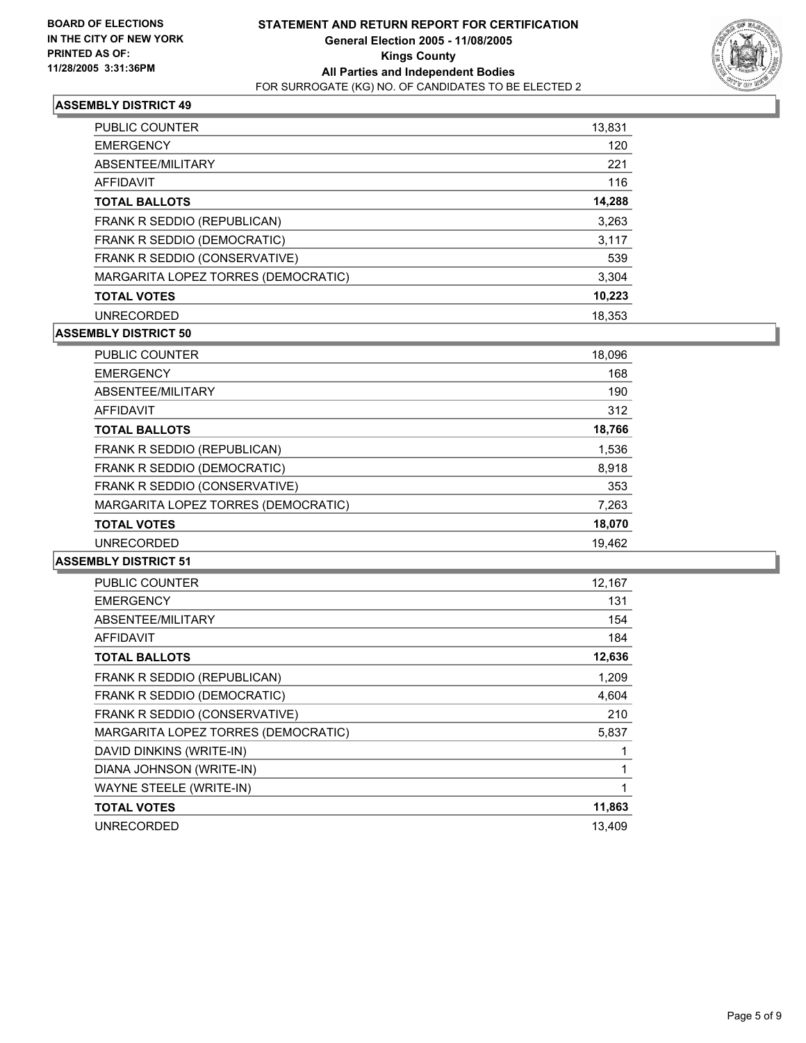**BOARD OF ELECTIONS**
**IN THE CITY OF NEW YORK**
**PRINTED AS OF:**
**11/28/2005 3:31:36PM**

# STATEMENT AND RETURN REPORT FOR CERTIFICATION
## General Election 2005 - 11/08/2005
## Kings County
## All Parties and Independent Bodies
FOR SURROGATE (KG) NO. OF CANDIDATES TO BE ELECTED 2

### ASSEMBLY DISTRICT 49

| | |
|---|---|
| PUBLIC COUNTER | 13,831 |
| EMERGENCY | 120 |
| ABSENTEE/MILITARY | 221 |
| AFFIDAVIT | 116 |
| **TOTAL BALLOTS** | **14,288** |
| FRANK R SEDDIO (REPUBLICAN) | 3,263 |
| FRANK R SEDDIO (DEMOCRATIC) | 3,117 |
| FRANK R SEDDIO (CONSERVATIVE) | 539 |
| MARGARITA LOPEZ TORRES (DEMOCRATIC) | 3,304 |
| **TOTAL VOTES** | **10,223** |
| UNRECORDED | 18,353 |

### ASSEMBLY DISTRICT 50

| | |
|---|---|
| PUBLIC COUNTER | 18,096 |
| EMERGENCY | 168 |
| ABSENTEE/MILITARY | 190 |
| AFFIDAVIT | 312 |
| **TOTAL BALLOTS** | **18,766** |
| FRANK R SEDDIO (REPUBLICAN) | 1,536 |
| FRANK R SEDDIO (DEMOCRATIC) | 8,918 |
| FRANK R SEDDIO (CONSERVATIVE) | 353 |
| MARGARITA LOPEZ TORRES (DEMOCRATIC) | 7,263 |
| **TOTAL VOTES** | **18,070** |
| UNRECORDED | 19,462 |

### ASSEMBLY DISTRICT 51

| | |
|---|---|
| PUBLIC COUNTER | 12,167 |
| EMERGENCY | 131 |
| ABSENTEE/MILITARY | 154 |
| AFFIDAVIT | 184 |
| **TOTAL BALLOTS** | **12,636** |
| FRANK R SEDDIO (REPUBLICAN) | 1,209 |
| FRANK R SEDDIO (DEMOCRATIC) | 4,604 |
| FRANK R SEDDIO (CONSERVATIVE) | 210 |
| MARGARITA LOPEZ TORRES (DEMOCRATIC) | 5,837 |
| DAVID DINKINS (WRITE-IN) | 1 |
| DIANA JOHNSON (WRITE-IN) | 1 |
| WAYNE STEELE (WRITE-IN) | 1 |
| **TOTAL VOTES** | **11,863** |
| UNRECORDED | 13,409 |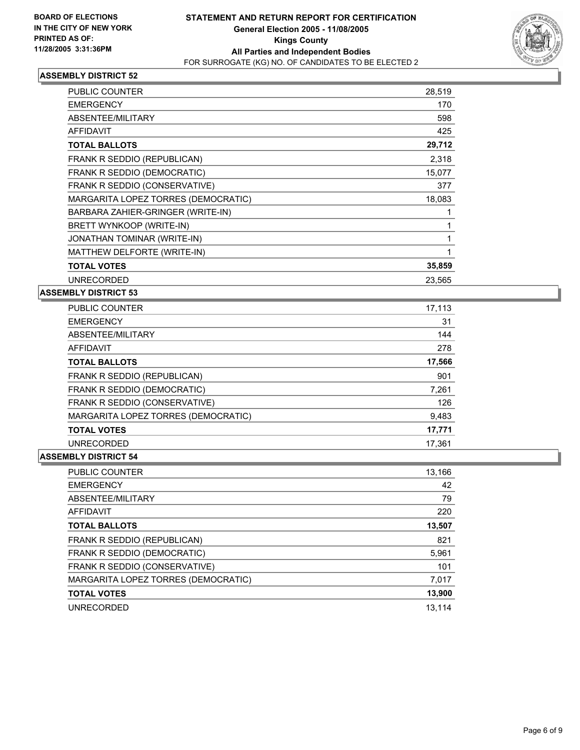BOARD OF ELECTIONS
IN THE CITY OF NEW YORK
PRINTED AS OF:
11/28/2005 3:31:36PM

# STATEMENT AND RETURN REPORT FOR CERTIFICATION

**General Election 2005 - 11/08/2005**
**Kings County**
**All Parties and Independent Bodies**
FOR SURROGATE (KG) NO. OF CANDIDATES TO BE ELECTED 2

## ASSEMBLY DISTRICT 52

| | |
|---|---|
| PUBLIC COUNTER | 28,519 |
| EMERGENCY | 170 |
| ABSENTEE/MILITARY | 598 |
| AFFIDAVIT | 425 |
| **TOTAL BALLOTS** | **29,712** |
| FRANK R SEDDIO (REPUBLICAN) | 2,318 |
| FRANK R SEDDIO (DEMOCRATIC) | 15,077 |
| FRANK R SEDDIO (CONSERVATIVE) | 377 |
| MARGARITA LOPEZ TORRES (DEMOCRATIC) | 18,083 |
| BARBARA ZAHIER-GRINGER (WRITE-IN) | 1 |
| BRETT WYNKOOP (WRITE-IN) | 1 |
| JONATHAN TOMINAR (WRITE-IN) | 1 |
| MATTHEW DELFORTE (WRITE-IN) | 1 |
| **TOTAL VOTES** | **35,859** |
| UNRECORDED | 23,565 |

## ASSEMBLY DISTRICT 53

| | |
|---|---|
| PUBLIC COUNTER | 17,113 |
| EMERGENCY | 31 |
| ABSENTEE/MILITARY | 144 |
| AFFIDAVIT | 278 |
| **TOTAL BALLOTS** | **17,566** |
| FRANK R SEDDIO (REPUBLICAN) | 901 |
| FRANK R SEDDIO (DEMOCRATIC) | 7,261 |
| FRANK R SEDDIO (CONSERVATIVE) | 126 |
| MARGARITA LOPEZ TORRES (DEMOCRATIC) | 9,483 |
| **TOTAL VOTES** | **17,771** |
| UNRECORDED | 17,361 |

## ASSEMBLY DISTRICT 54

| | |
|---|---|
| PUBLIC COUNTER | 13,166 |
| EMERGENCY | 42 |
| ABSENTEE/MILITARY | 79 |
| AFFIDAVIT | 220 |
| **TOTAL BALLOTS** | **13,507** |
| FRANK R SEDDIO (REPUBLICAN) | 821 |
| FRANK R SEDDIO (DEMOCRATIC) | 5,961 |
| FRANK R SEDDIO (CONSERVATIVE) | 101 |
| MARGARITA LOPEZ TORRES (DEMOCRATIC) | 7,017 |
| **TOTAL VOTES** | **13,900** |
| UNRECORDED | 13,114 |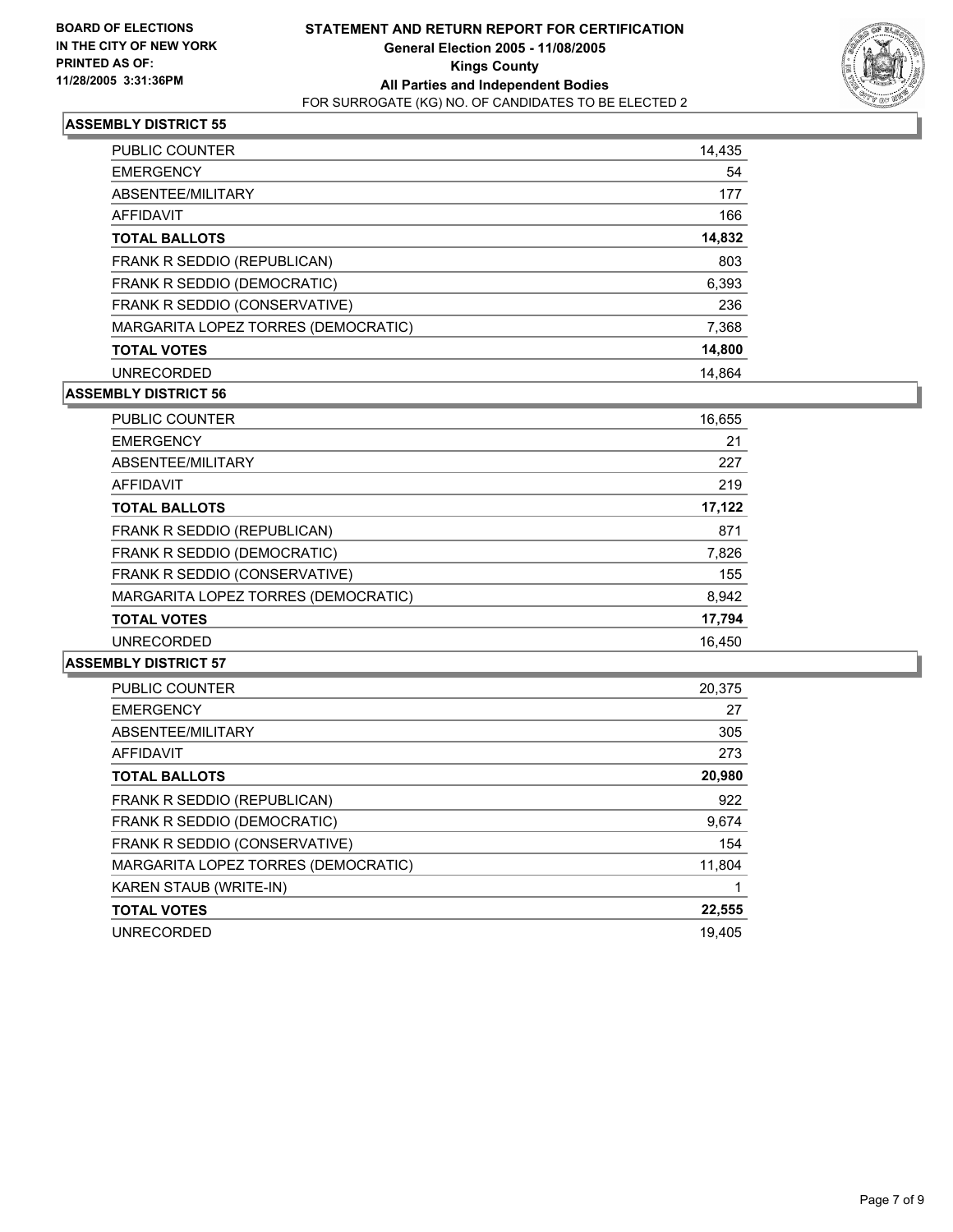**BOARD OF ELECTIONS IN THE CITY OF NEW YORK PRINTED AS OF: 11/28/2005 3:31:36PM**

# STATEMENT AND RETURN REPORT FOR CERTIFICATION
## General Election 2005 - 11/08/2005
## Kings County
## All Parties and Independent Bodies
FOR SURROGATE (KG) NO. OF CANDIDATES TO BE ELECTED 2

### ASSEMBLY DISTRICT 55

| | |
|---|---|
| PUBLIC COUNTER | 14,435 |
| EMERGENCY | 54 |
| ABSENTEE/MILITARY | 177 |
| AFFIDAVIT | 166 |
| **TOTAL BALLOTS** | **14,832** |
| FRANK R SEDDIO (REPUBLICAN) | 803 |
| FRANK R SEDDIO (DEMOCRATIC) | 6,393 |
| FRANK R SEDDIO (CONSERVATIVE) | 236 |
| MARGARITA LOPEZ TORRES (DEMOCRATIC) | 7,368 |
| **TOTAL VOTES** | **14,800** |
| UNRECORDED | 14,864 |

### ASSEMBLY DISTRICT 56

| | |
|---|---|
| PUBLIC COUNTER | 16,655 |
| EMERGENCY | 21 |
| ABSENTEE/MILITARY | 227 |
| AFFIDAVIT | 219 |
| **TOTAL BALLOTS** | **17,122** |
| FRANK R SEDDIO (REPUBLICAN) | 871 |
| FRANK R SEDDIO (DEMOCRATIC) | 7,826 |
| FRANK R SEDDIO (CONSERVATIVE) | 155 |
| MARGARITA LOPEZ TORRES (DEMOCRATIC) | 8,942 |
| **TOTAL VOTES** | **17,794** |
| UNRECORDED | 16,450 |

### ASSEMBLY DISTRICT 57

| | |
|---|---|
| PUBLIC COUNTER | 20,375 |
| EMERGENCY | 27 |
| ABSENTEE/MILITARY | 305 |
| AFFIDAVIT | 273 |
| **TOTAL BALLOTS** | **20,980** |
| FRANK R SEDDIO (REPUBLICAN) | 922 |
| FRANK R SEDDIO (DEMOCRATIC) | 9,674 |
| FRANK R SEDDIO (CONSERVATIVE) | 154 |
| MARGARITA LOPEZ TORRES (DEMOCRATIC) | 11,804 |
| KAREN STAUB (WRITE-IN) | 1 |
| **TOTAL VOTES** | **22,555** |
| UNRECORDED | 19,405 |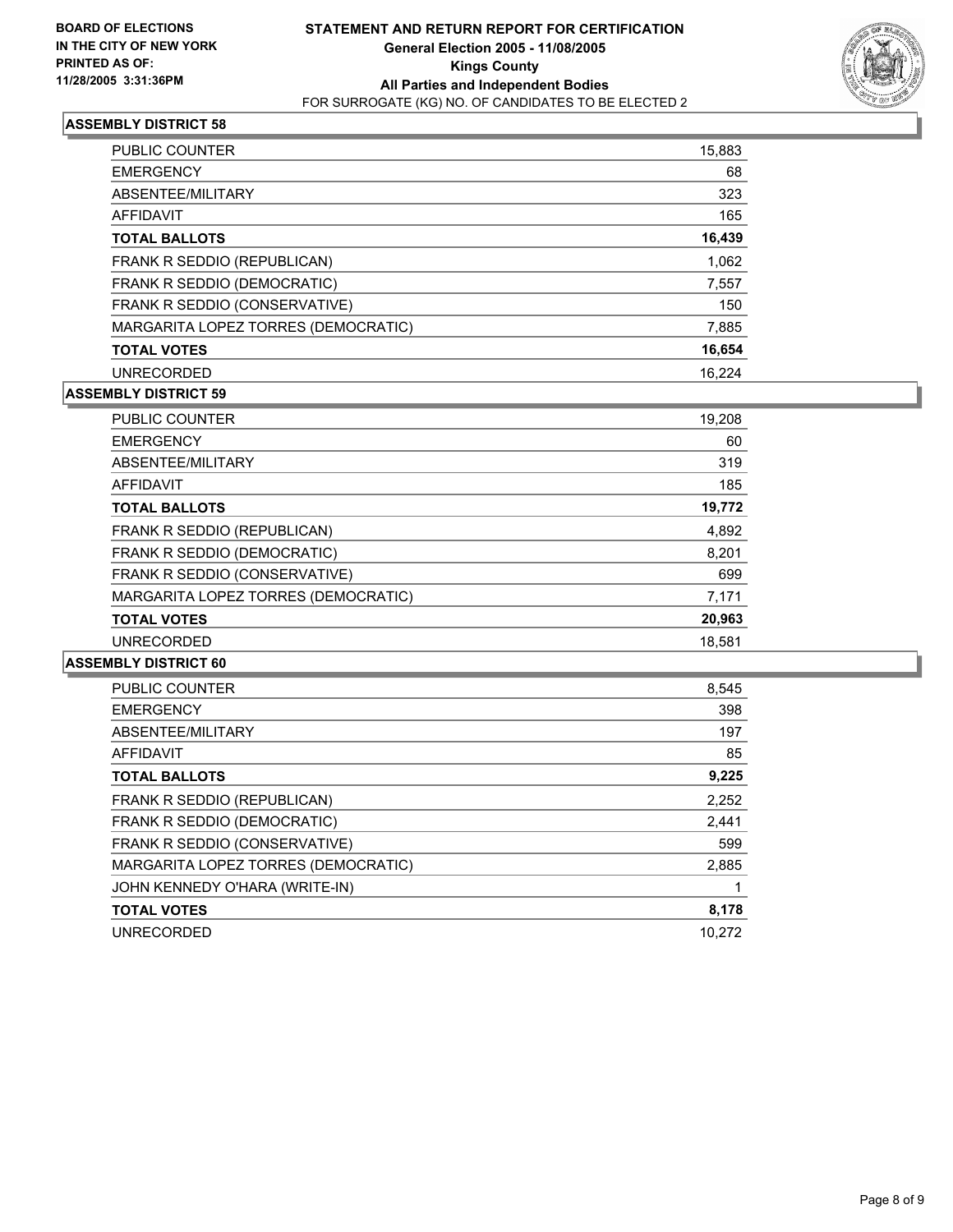**BOARD OF ELECTIONS IN THE CITY OF NEW YORK PRINTED AS OF: 11/28/2005 3:31:36PM**

# STATEMENT AND RETURN REPORT FOR CERTIFICATION

**General Election 2005 - 11/08/2005**
**Kings County**
**All Parties and Independent Bodies**
FOR SURROGATE (KG) NO. OF CANDIDATES TO BE ELECTED 2

## ASSEMBLY DISTRICT 58

| | |
|---|---:|
| PUBLIC COUNTER | 15,883 |
| EMERGENCY | 68 |
| ABSENTEE/MILITARY | 323 |
| AFFIDAVIT | 165 |
| **TOTAL BALLOTS** | **16,439** |
| FRANK R SEDDIO (REPUBLICAN) | 1,062 |
| FRANK R SEDDIO (DEMOCRATIC) | 7,557 |
| FRANK R SEDDIO (CONSERVATIVE) | 150 |
| MARGARITA LOPEZ TORRES (DEMOCRATIC) | 7,885 |
| **TOTAL VOTES** | **16,654** |
| UNRECORDED | 16,224 |

## ASSEMBLY DISTRICT 59

| | |
|---|---:|
| PUBLIC COUNTER | 19,208 |
| EMERGENCY | 60 |
| ABSENTEE/MILITARY | 319 |
| AFFIDAVIT | 185 |
| **TOTAL BALLOTS** | **19,772** |
| FRANK R SEDDIO (REPUBLICAN) | 4,892 |
| FRANK R SEDDIO (DEMOCRATIC) | 8,201 |
| FRANK R SEDDIO (CONSERVATIVE) | 699 |
| MARGARITA LOPEZ TORRES (DEMOCRATIC) | 7,171 |
| **TOTAL VOTES** | **20,963** |
| UNRECORDED | 18,581 |

## ASSEMBLY DISTRICT 60

| | |
|---|---:|
| PUBLIC COUNTER | 8,545 |
| EMERGENCY | 398 |
| ABSENTEE/MILITARY | 197 |
| AFFIDAVIT | 85 |
| **TOTAL BALLOTS** | **9,225** |
| FRANK R SEDDIO (REPUBLICAN) | 2,252 |
| FRANK R SEDDIO (DEMOCRATIC) | 2,441 |
| FRANK R SEDDIO (CONSERVATIVE) | 599 |
| MARGARITA LOPEZ TORRES (DEMOCRATIC) | 2,885 |
| JOHN KENNEDY O'HARA (WRITE-IN) | 1 |
| **TOTAL VOTES** | **8,178** |
| UNRECORDED | 10,272 |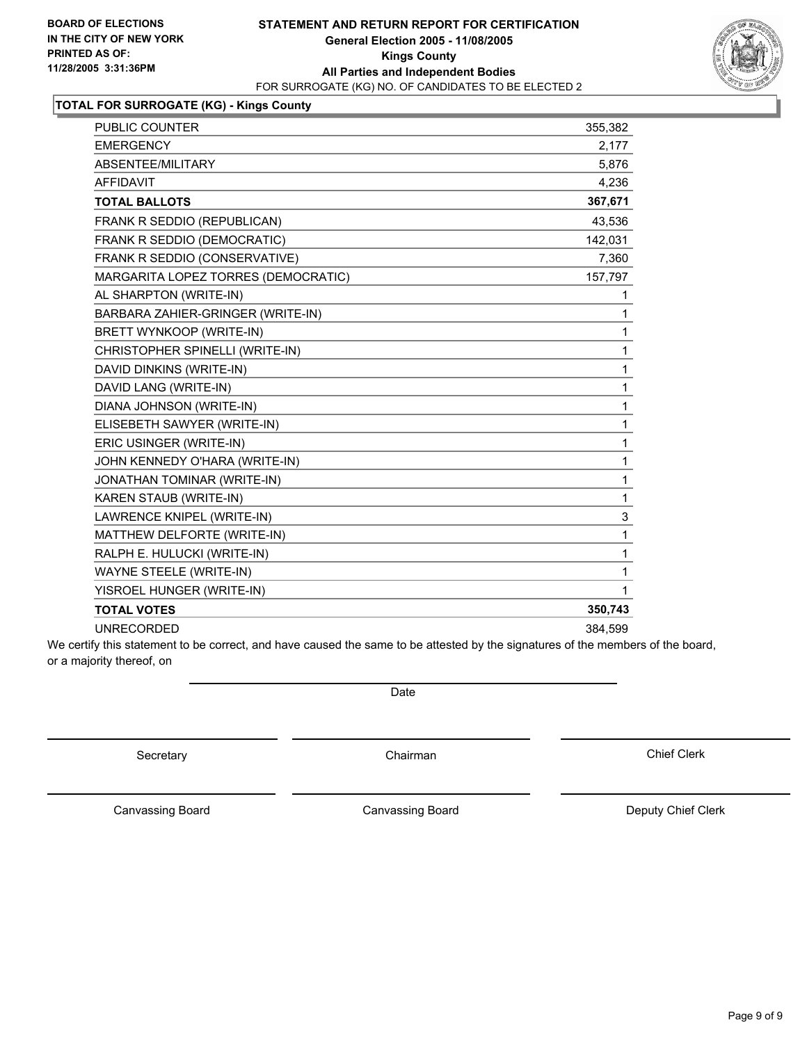**BOARD OF ELECTIONS IN THE CITY OF NEW YORK**
**PRINTED AS OF:**
**11/28/2005 3:31:36PM**

# STATEMENT AND RETURN REPORT FOR CERTIFICATION
## General Election 2005 - 11/08/2005
## Kings County
## All Parties and Independent Bodies

FOR SURROGATE (KG) NO. OF CANDIDATES TO BE ELECTED 2

### TOTAL FOR SURROGATE (KG) - Kings County

| | |
|---|---|
| PUBLIC COUNTER | 355,382 |
| EMERGENCY | 2,177 |
| ABSENTEE/MILITARY | 5,876 |
| AFFIDAVIT | 4,236 |
| **TOTAL BALLOTS** | **367,671** |
| FRANK R SEDDIO (REPUBLICAN) | 43,536 |
| FRANK R SEDDIO (DEMOCRATIC) | 142,031 |
| FRANK R SEDDIO (CONSERVATIVE) | 7,360 |
| MARGARITA LOPEZ TORRES (DEMOCRATIC) | 157,797 |
| AL SHARPTON (WRITE-IN) | 1 |
| BARBARA ZAHIER-GRINGER (WRITE-IN) | 1 |
| BRETT WYNKOOP (WRITE-IN) | 1 |
| CHRISTOPHER SPINELLI (WRITE-IN) | 1 |
| DAVID DINKINS (WRITE-IN) | 1 |
| DAVID LANG (WRITE-IN) | 1 |
| DIANA JOHNSON (WRITE-IN) | 1 |
| ELISEBETH SAWYER (WRITE-IN) | 1 |
| ERIC USINGER (WRITE-IN) | 1 |
| JOHN KENNEDY O'HARA (WRITE-IN) | 1 |
| JONATHAN TOMINAR (WRITE-IN) | 1 |
| KAREN STAUB (WRITE-IN) | 1 |
| LAWRENCE KNIPEL (WRITE-IN) | 3 |
| MATTHEW DELFORTE (WRITE-IN) | 1 |
| RALPH E. HULUCKI (WRITE-IN) | 1 |
| WAYNE STEELE (WRITE-IN) | 1 |
| YISROEL HUNGER (WRITE-IN) | 1 |
| **TOTAL VOTES** | **350,743** |
| UNRECORDED | 384,599 |

We certify this statement to be correct, and have caused the same to be attested by the signatures of the members of the board, or a majority thereof, on

Date

Secretary

Chairman

Chief Clerk

Canvassing Board

Canvassing Board

Deputy Chief Clerk